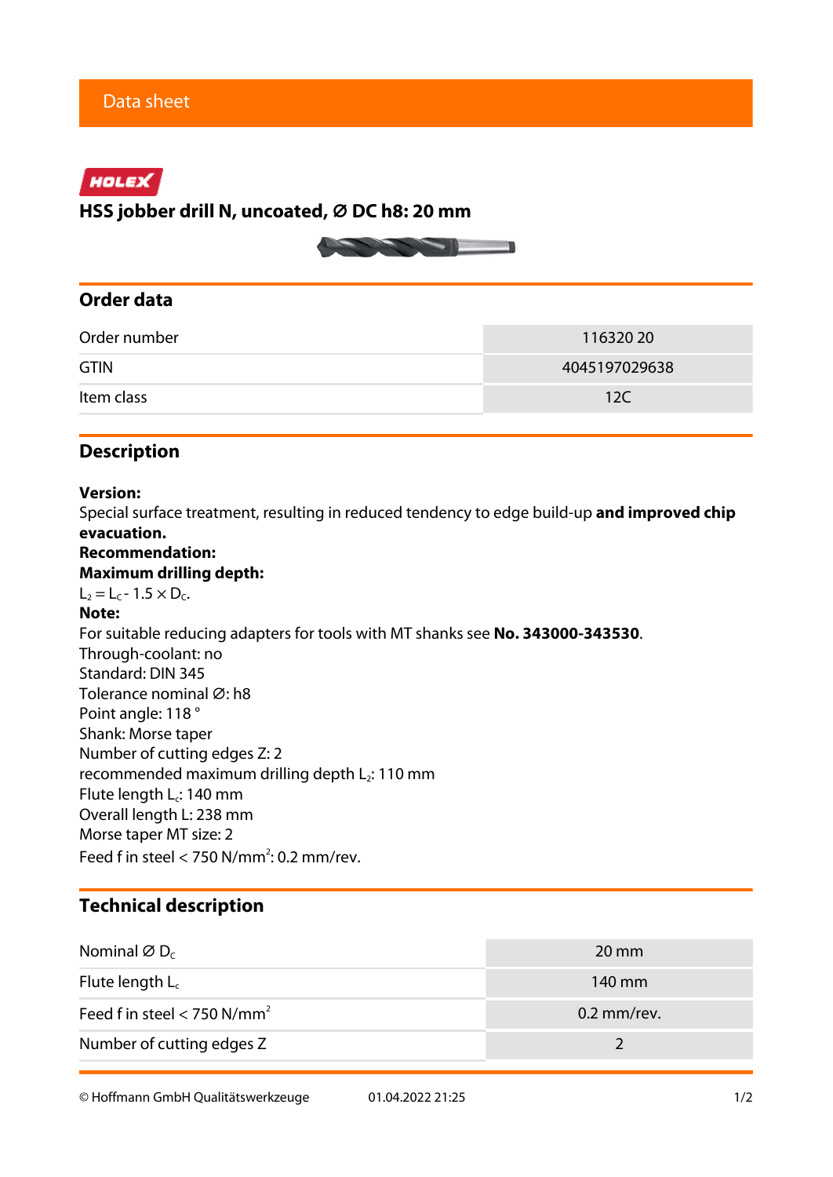Data sheet

HOLEX

# HSS jobber drill N, uncoated, Ø DC h8: 20 mm

## Order data

| | |
|---|---|
| Order number | 116320 20 |
| GTIN | 4045197029638 |
| Item class | 12C |

## Description

**Version:**
Special surface treatment, resulting in reduced tendency to edge build-up **and improved chip evacuation.**
**Recommendation:**
**Maximum drilling depth:**
$L_2 = L_C - 1.5 \times D_C$.
**Note:**
For suitable reducing adapters for tools with MT shanks see **No. 343000-343530**.
Through-coolant: no
Standard: DIN 345
Tolerance nominal Ø: h8
Point angle: 118 °
Shank: Morse taper
Number of cutting edges Z: 2
recommended maximum drilling depth $L_2$: 110 mm
Flute length $L_c$: 140 mm
Overall length L: 238 mm
Morse taper MT size: 2
Feed f in steel < 750 N/mm$^2$: 0.2 mm/rev.

## Technical description

| | |
|---|---|
| Nominal Ø $D_C$ | 20 mm |
| Flute length $L_c$ | 140 mm |
| Feed f in steel < 750 N/mm$^2$ | 0.2 mm/rev. |
| Number of cutting edges Z | 2 |

© Hoffmann GmbH Qualitätswerkzeuge 01.04.2022 21:25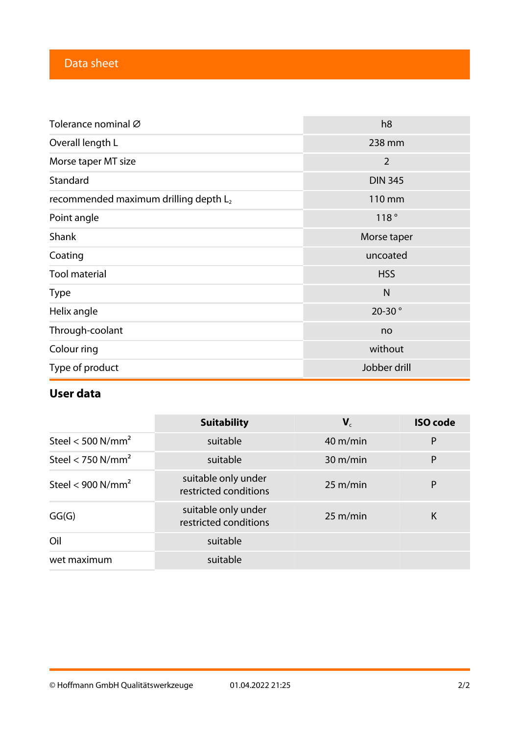## Data sheet

| | |
|---|---|
| Tolerance nominal ∅ | h8 |
| Overall length L | 238 mm |
| Morse taper MT size | 2 |
| Standard | DIN 345 |
| recommended maximum drilling depth $L_2$ | 110 mm |
| Point angle | 118 ° |
| Shank | Morse taper |
| Coating | uncoated |
| Tool material | HSS |
| Type | N |
| Helix angle | 20-30 ° |
| Through-coolant | no |
| Colour ring | without |
| Type of product | Jobber drill |

## User data

| | Suitability | $V_c$ | ISO code |
|---|---|---|---|
| Steel < 500 N/mm² | suitable | 40 m/min | P |
| Steel < 750 N/mm² | suitable | 30 m/min | P |
| Steel < 900 N/mm² | suitable only under restricted conditions | 25 m/min | P |
| GG(G) | suitable only under restricted conditions | 25 m/min | K |
| Oil | suitable | | |
| wet maximum | suitable | | |

© Hoffmann GmbH Qualitätswerkzeuge 01.04.2022 21:25